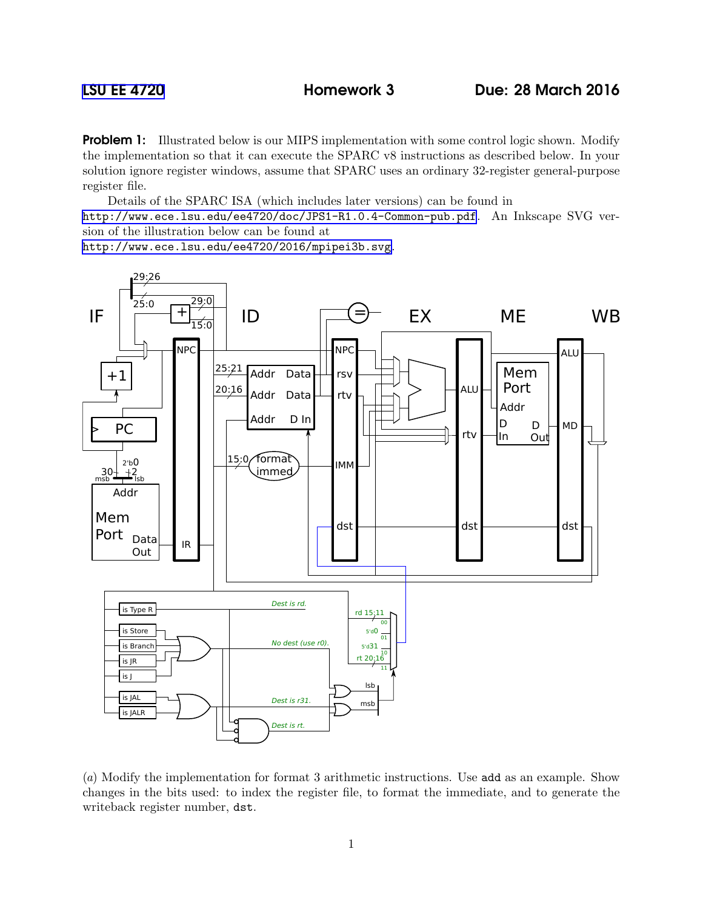LSU EE 4720 **Homework 3** **Due: 28 March 2016**

**Problem 1:** Illustrated below is our MIPS implementation with some control logic shown. Modify the implementation so that it can execute the SPARC v8 instructions as described below. In your solution ignore register windows, assume that SPARC uses an ordinary 32-register general-purpose register file.

Details of the SPARC ISA (which includes later versions) can be found in http://www.ece.lsu.edu/ee4720/doc/JPS1-R1.0.4-Common-pub.pdf. An Inkscape SVG version of the illustration below can be found at http://www.ece.lsu.edu/ee4720/2016/mpipei3b.svg.

(*a*) Modify the implementation for format 3 arithmetic instructions. Use `add` as an example. Show changes in the bits used: to index the register file, to format the immediate, and to generate the writeback register number, `dst`.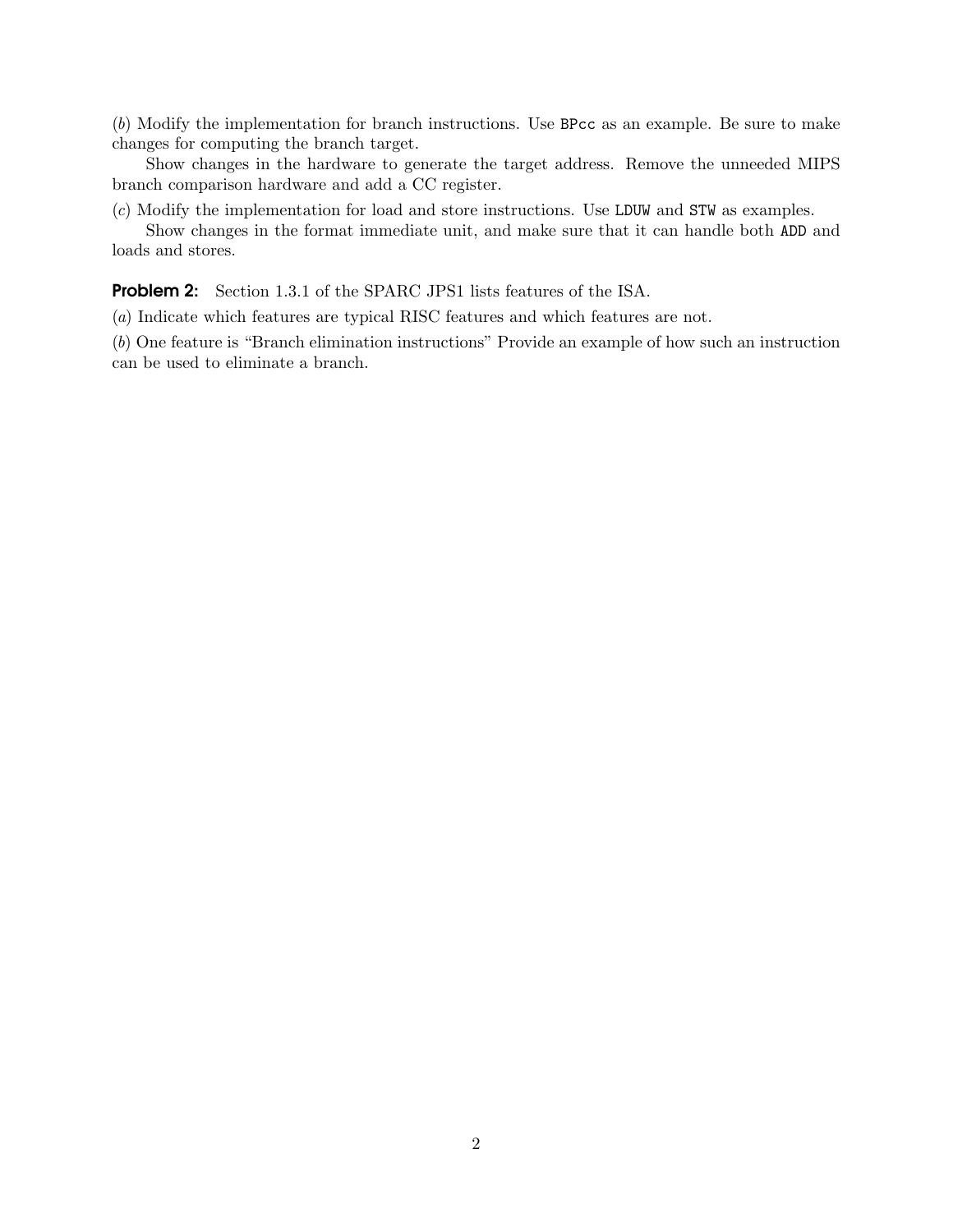(*b*) Modify the implementation for branch instructions. Use `BPcc` as an example. Be sure to make changes for computing the branch target.

Show changes in the hardware to generate the target address. Remove the unneeded MIPS branch comparison hardware and add a CC register.

(*c*) Modify the implementation for load and store instructions. Use `LDUW` and `STW` as examples.

Show changes in the format immediate unit, and make sure that it can handle both `ADD` and loads and stores.

**Problem 2:** Section 1.3.1 of the SPARC JPS1 lists features of the ISA.

(*a*) Indicate which features are typical RISC features and which features are not.

(*b*) One feature is "Branch elimination instructions" Provide an example of how such an instruction can be used to eliminate a branch.